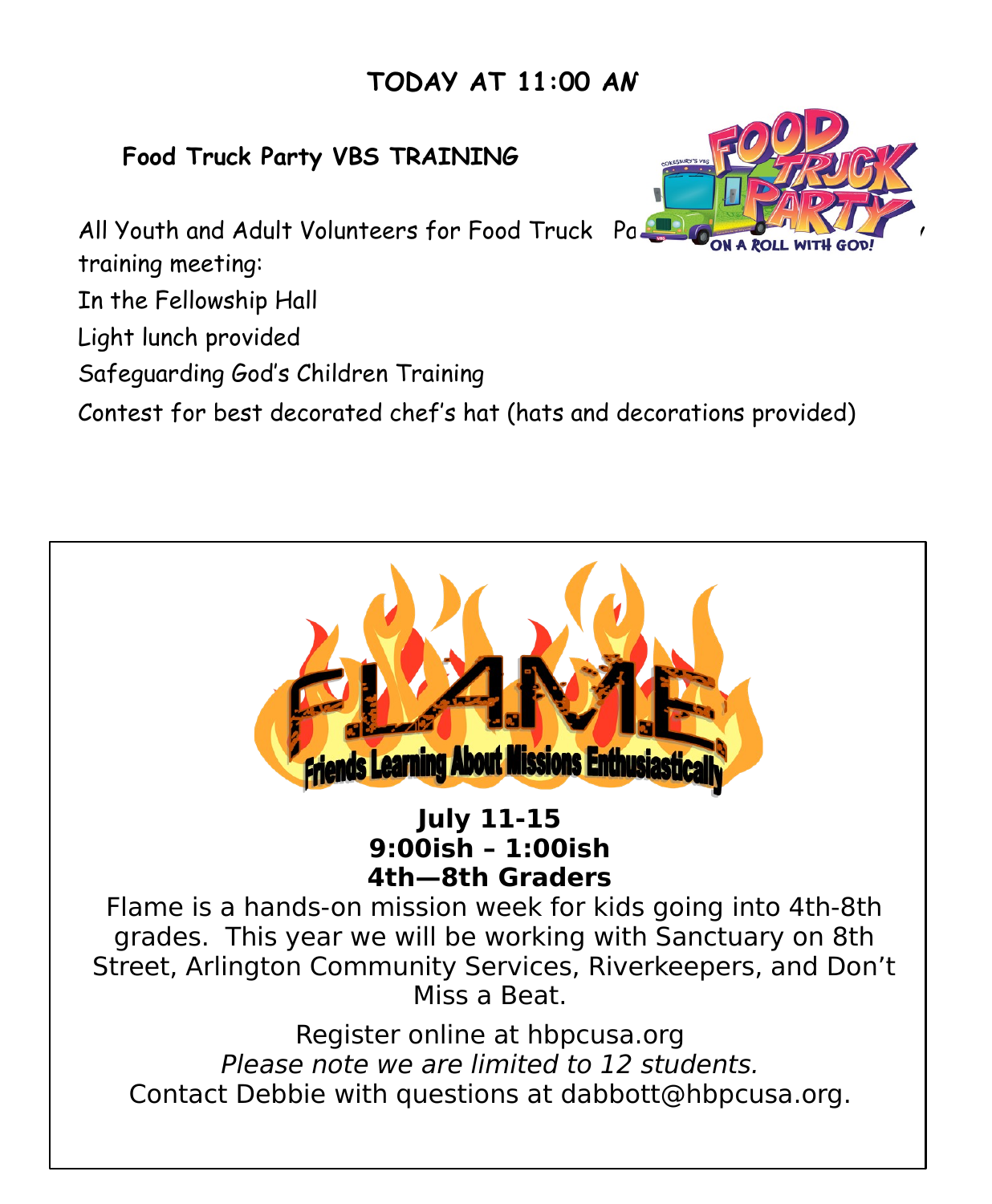# TODAY AT 11:00 AM

**Food Truck Party VBS TRAINING**

All Youth and Adult Volunteers for Food Truck Pa... training meeting:

In the Fellowship Hall

Light lunch provided

Safeguarding God's Children Training

Contest for best decorated chef's hat (hats and decorations provided)

---

# F.L.A.M.E

**Friends Learning About Missions Enthusiastically**

**July 11-15**
**9:00ish – 1:00ish**
**4th—8th Graders**

Flame is a hands-on mission week for kids going into 4th-8th grades. This year we will be working with Sanctuary on 8th Street, Arlington Community Services, Riverkeepers, and Don't Miss a Beat.

Register online at hbpcusa.org

*Please note we are limited to 12 students.*

Contact Debbie with questions at dabbott@hbpcusa.org.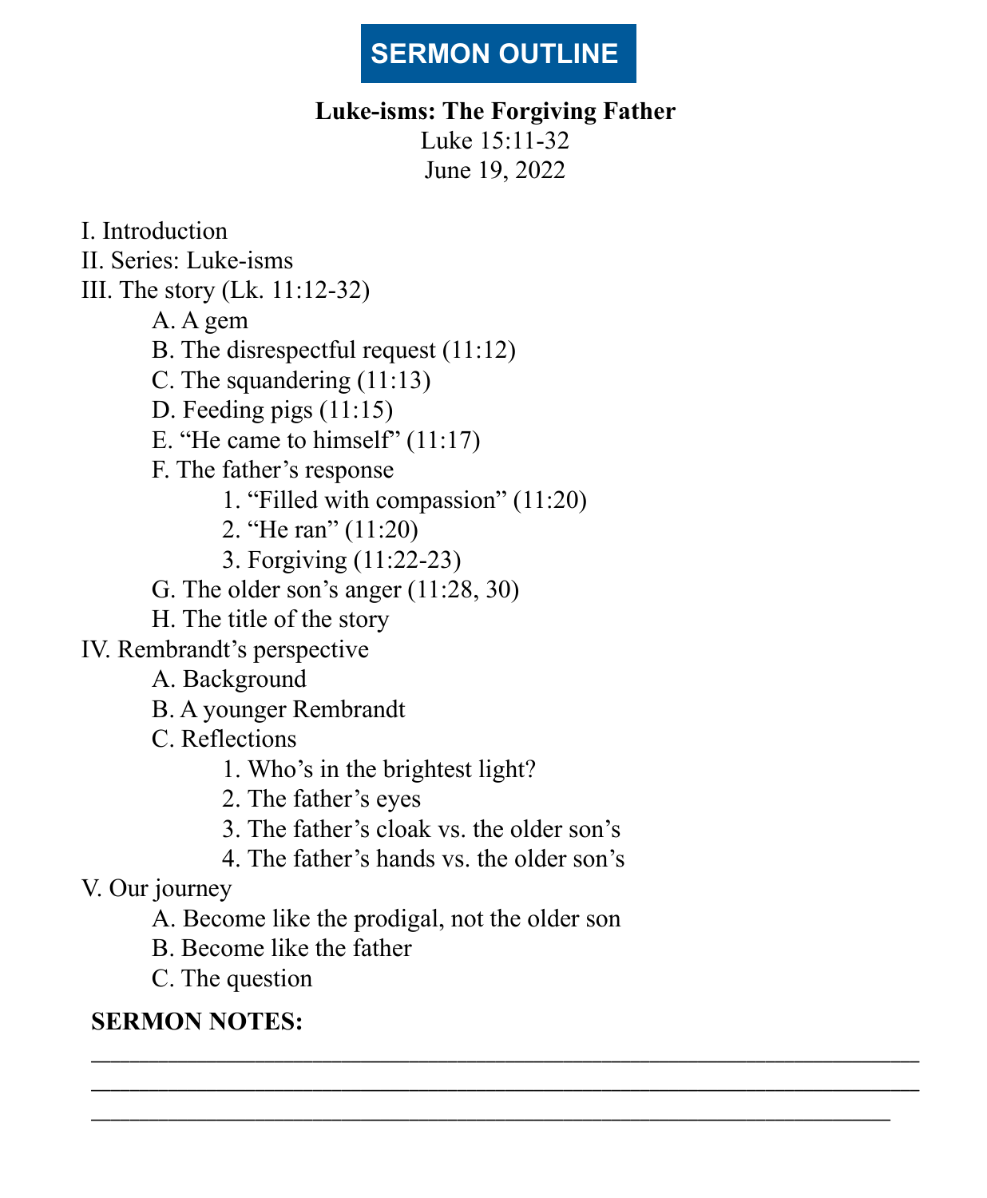# SERMON OUTLINE

**Luke-isms: The Forgiving Father**
Luke 15:11-32
June 19, 2022

I. Introduction
II. Series: Luke-isms
III. The story (Lk. 11:12-32)
- A. A gem
- B. The disrespectful request (11:12)
- C. The squandering (11:13)
- D. Feeding pigs (11:15)
- E. "He came to himself" (11:17)
- F. The father's response
  1. "Filled with compassion" (11:20)
  2. "He ran" (11:20)
  3. Forgiving (11:22-23)
- G. The older son's anger (11:28, 30)
- H. The title of the story

IV. Rembrandt's perspective
- A. Background
- B. A younger Rembrandt
- C. Reflections
  1. Who's in the brightest light?
  2. The father's eyes
  3. The father's cloak vs. the older son's
  4. The father's hands vs. the older son's

V. Our journey
- A. Become like the prodigal, not the older son
- B. Become like the father
- C. The question

**SERMON NOTES:**

______________________________________________________________________

______________________________________________________________________

____________________________________________________________________